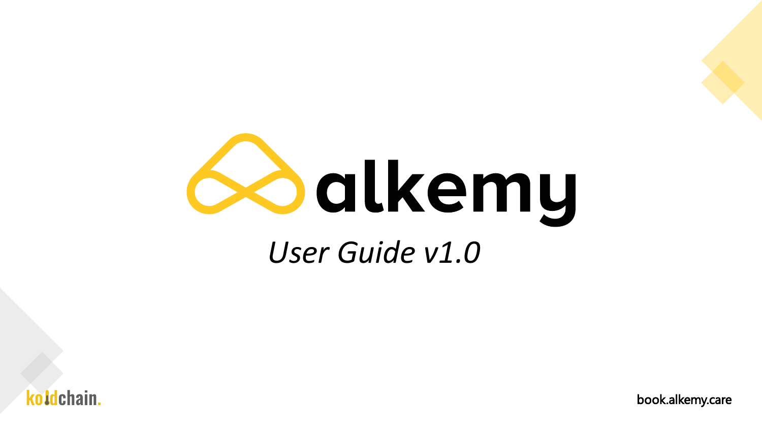# alkemy

*User Guide v1.0*

koldchain.

book.alkemy.care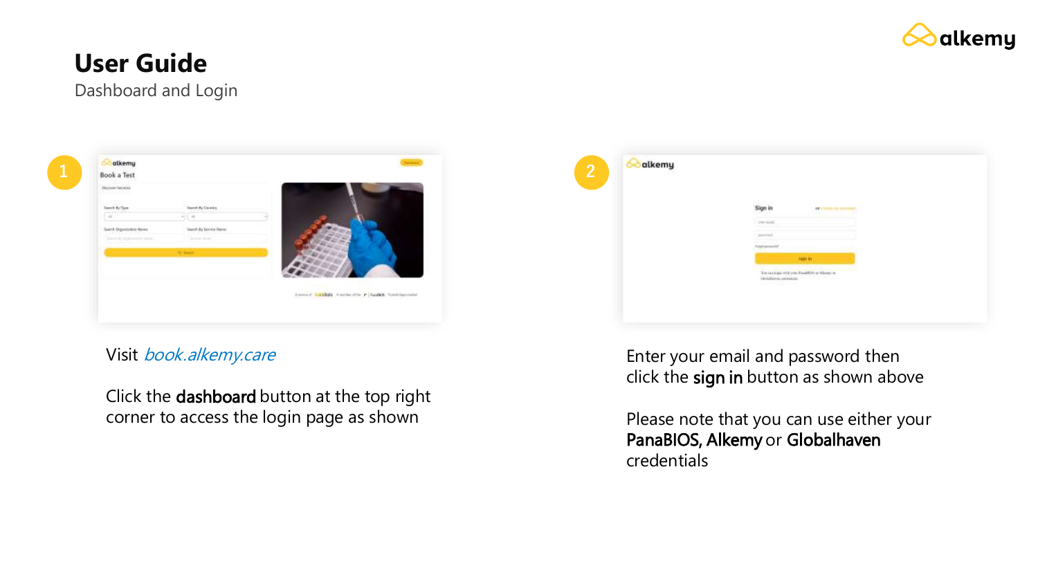# User Guide

Dashboard and Login

1

Visit *book.alkemy.care*

Click the **dashboard** button at the top right corner to access the login page as shown

2

Enter your email and password then click the **sign in** button as shown above

Please note that you can use either your **PanaBIOS, Alkemy** or **Globalhaven** credentials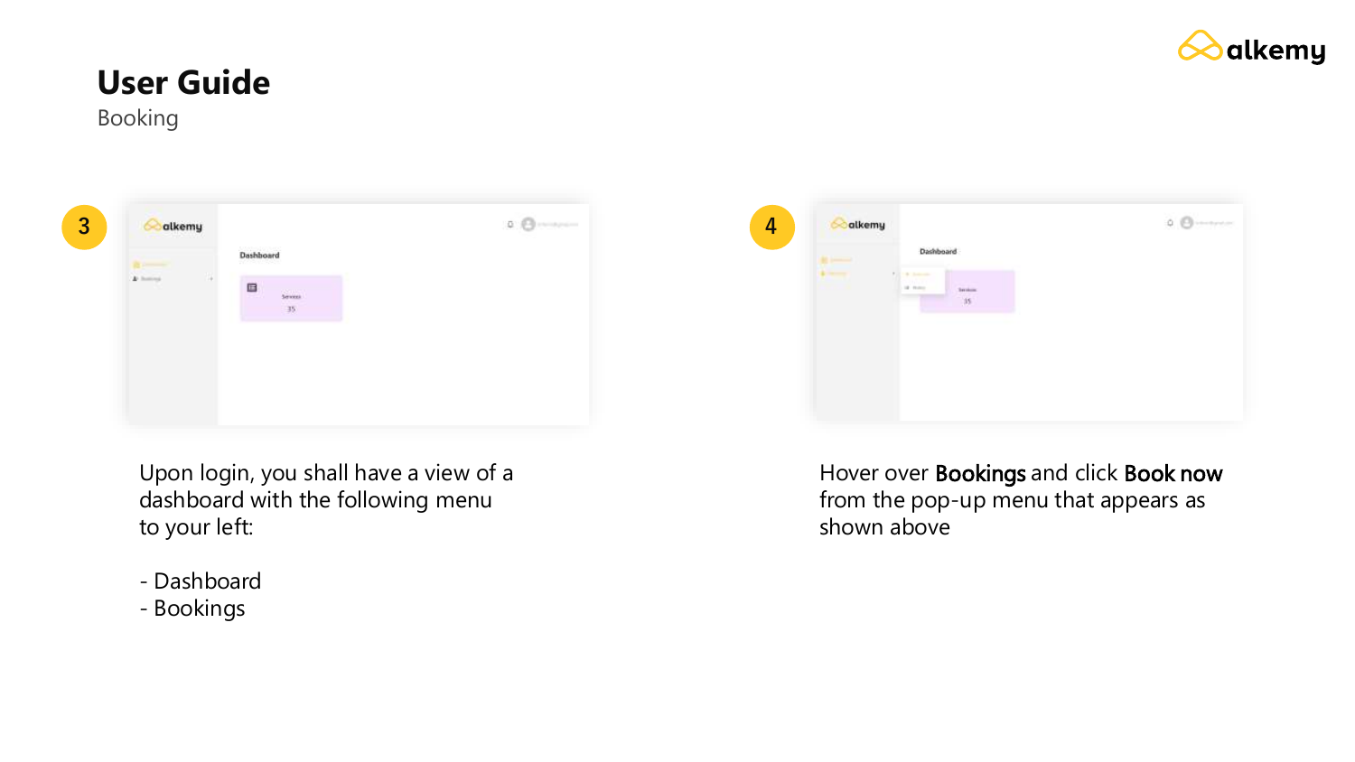# User Guide

Booking

**3**

Upon login, you shall have a view of a dashboard with the following menu to your left:

- Dashboard
- Bookings

**4**

Hover over **Bookings** and click **Book now** from the pop-up menu that appears as shown above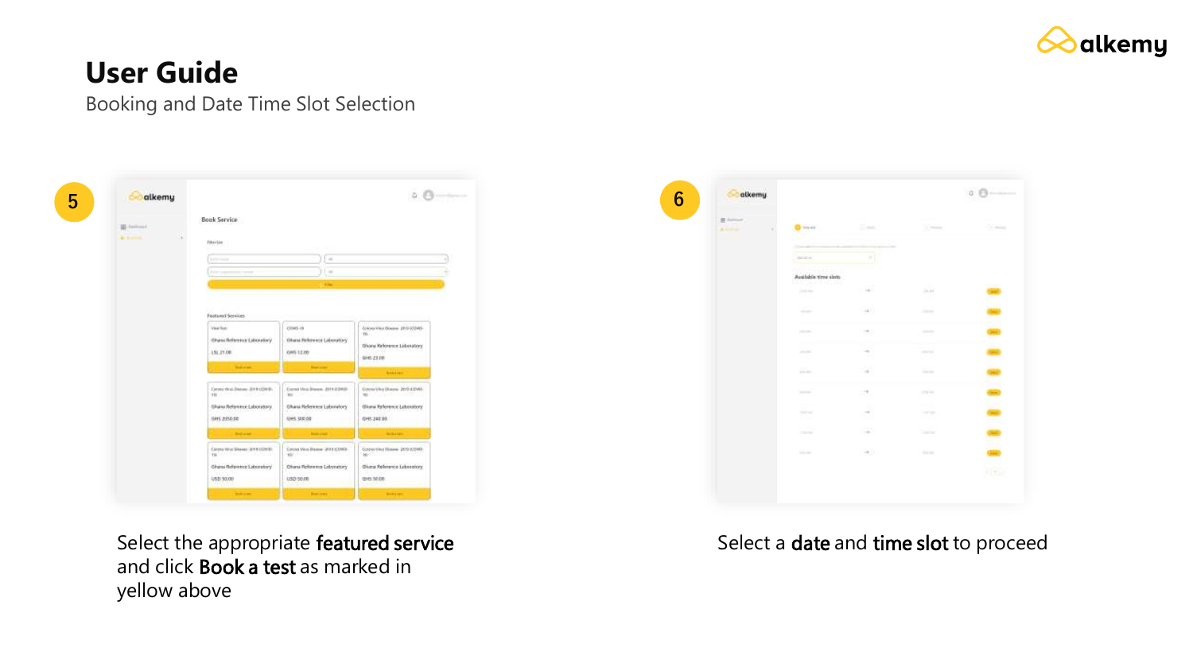# User Guide

Booking and Date Time Slot Selection

**5**

Select the appropriate **featured service** and click **Book a test** as marked in yellow above

**6**

Select a **date** and **time slot** to proceed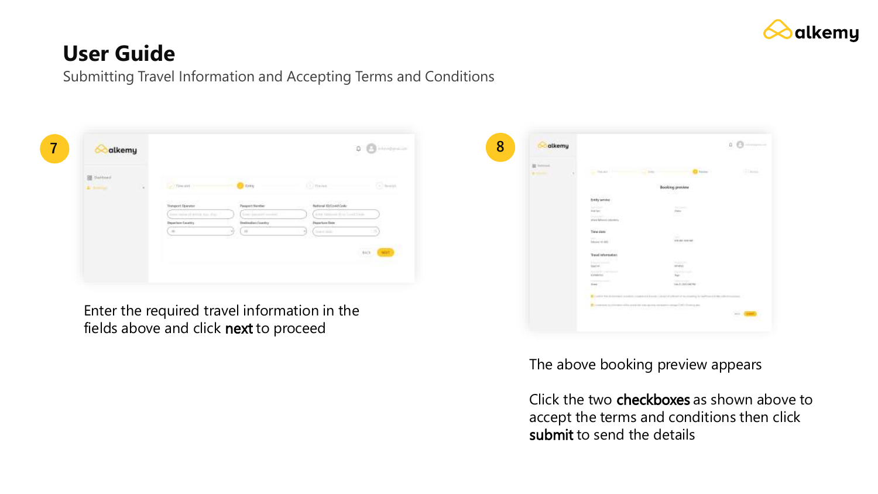# User Guide

Submitting Travel Information and Accepting Terms and Conditions

**7**

Enter the required travel information in the fields above and click **next** to proceed

**8**

The above booking preview appears

Click the two **checkboxes** as shown above to accept the terms and conditions then click **submit** to send the details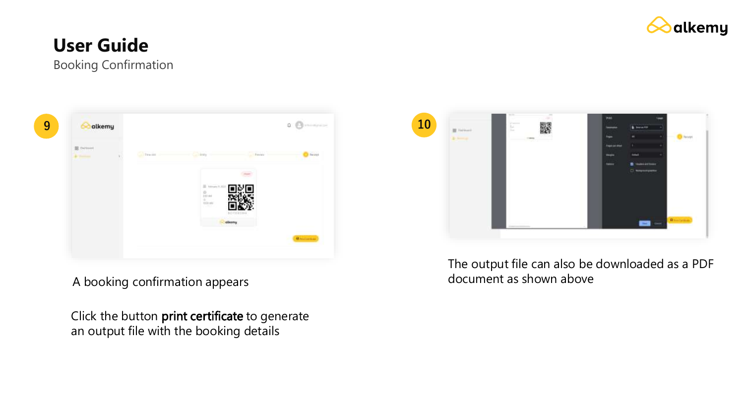# User Guide

Booking Confirmation

9

A booking confirmation appears

Click the button **print certificate** to generate an output file with the booking details

10

The output file can also be downloaded as a PDF document as shown above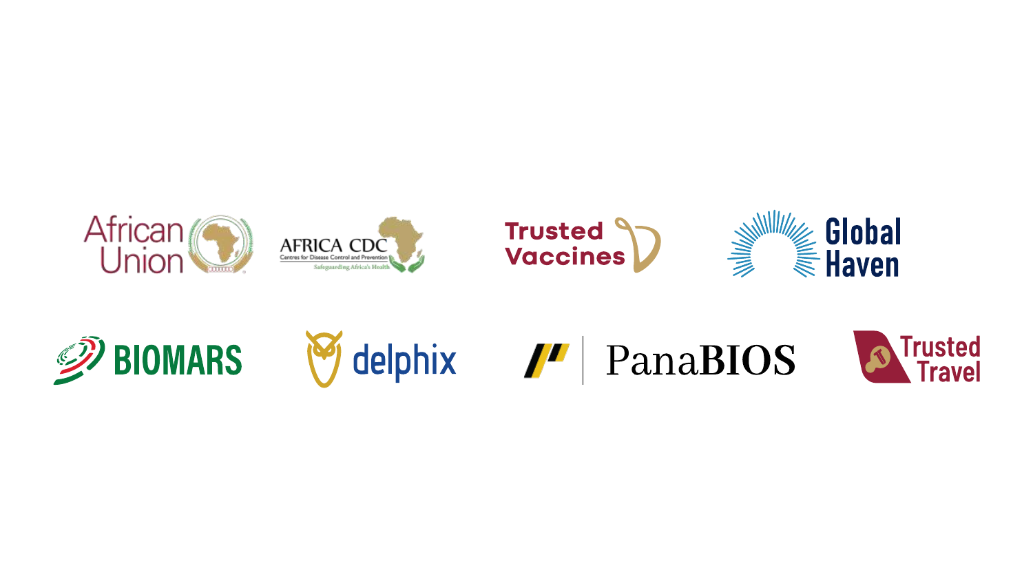African Union

AFRICA CDC
Centres for Disease Control and Prevention
Safeguarding Africa's Health

Trusted Vaccines

Global Haven

BIOMARS

delphix

PanaBIOS

Trusted Travel